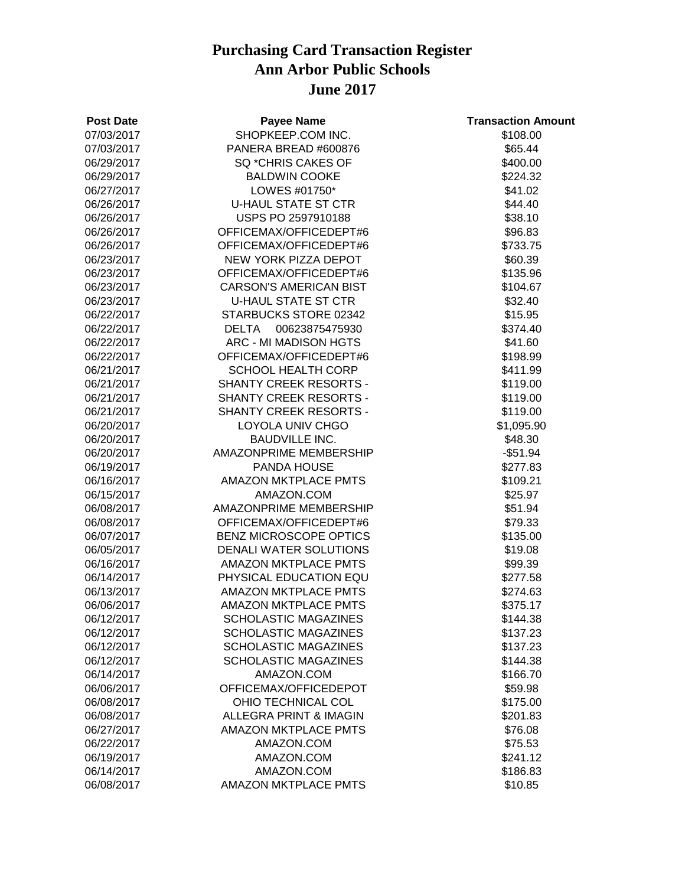# Purchasing Card Transaction Register
# Ann Arbor Public Schools
# June 2017

| Post Date | Payee Name | Transaction Amount |
|---|---|---|
| 07/03/2017 | SHOPKEEP.COM INC. | $108.00 |
| 07/03/2017 | PANERA BREAD #600876 | $65.44 |
| 06/29/2017 | SQ *CHRIS CAKES OF | $400.00 |
| 06/29/2017 | BALDWIN COOKE | $224.32 |
| 06/27/2017 | LOWES #01750* | $41.02 |
| 06/26/2017 | U-HAUL STATE ST CTR | $44.40 |
| 06/26/2017 | USPS PO 2597910188 | $38.10 |
| 06/26/2017 | OFFICEMAX/OFFICEDEPT#6 | $96.83 |
| 06/26/2017 | OFFICEMAX/OFFICEDEPT#6 | $733.75 |
| 06/23/2017 | NEW YORK PIZZA DEPOT | $60.39 |
| 06/23/2017 | OFFICEMAX/OFFICEDEPT#6 | $135.96 |
| 06/23/2017 | CARSON'S AMERICAN BIST | $104.67 |
| 06/23/2017 | U-HAUL STATE ST CTR | $32.40 |
| 06/22/2017 | STARBUCKS STORE 02342 | $15.95 |
| 06/22/2017 | DELTA 00623875475930 | $374.40 |
| 06/22/2017 | ARC - MI MADISON HGTS | $41.60 |
| 06/22/2017 | OFFICEMAX/OFFICEDEPT#6 | $198.99 |
| 06/21/2017 | SCHOOL HEALTH CORP | $411.99 |
| 06/21/2017 | SHANTY CREEK RESORTS - | $119.00 |
| 06/21/2017 | SHANTY CREEK RESORTS - | $119.00 |
| 06/21/2017 | SHANTY CREEK RESORTS - | $119.00 |
| 06/20/2017 | LOYOLA UNIV CHGO | $1,095.90 |
| 06/20/2017 | BAUDVILLE INC. | $48.30 |
| 06/20/2017 | AMAZONPRIME MEMBERSHIP | -$51.94 |
| 06/19/2017 | PANDA HOUSE | $277.83 |
| 06/16/2017 | AMAZON MKTPLACE PMTS | $109.21 |
| 06/15/2017 | AMAZON.COM | $25.97 |
| 06/08/2017 | AMAZONPRIME MEMBERSHIP | $51.94 |
| 06/08/2017 | OFFICEMAX/OFFICEDEPT#6 | $79.33 |
| 06/07/2017 | BENZ MICROSCOPE OPTICS | $135.00 |
| 06/05/2017 | DENALI WATER SOLUTIONS | $19.08 |
| 06/16/2017 | AMAZON MKTPLACE PMTS | $99.39 |
| 06/14/2017 | PHYSICAL EDUCATION EQU | $277.58 |
| 06/13/2017 | AMAZON MKTPLACE PMTS | $274.63 |
| 06/06/2017 | AMAZON MKTPLACE PMTS | $375.17 |
| 06/12/2017 | SCHOLASTIC MAGAZINES | $144.38 |
| 06/12/2017 | SCHOLASTIC MAGAZINES | $137.23 |
| 06/12/2017 | SCHOLASTIC MAGAZINES | $137.23 |
| 06/12/2017 | SCHOLASTIC MAGAZINES | $144.38 |
| 06/14/2017 | AMAZON.COM | $166.70 |
| 06/06/2017 | OFFICEMAX/OFFICEDEPOT | $59.98 |
| 06/08/2017 | OHIO TECHNICAL COL | $175.00 |
| 06/08/2017 | ALLEGRA PRINT & IMAGIN | $201.83 |
| 06/27/2017 | AMAZON MKTPLACE PMTS | $76.08 |
| 06/22/2017 | AMAZON.COM | $75.53 |
| 06/19/2017 | AMAZON.COM | $241.12 |
| 06/14/2017 | AMAZON.COM | $186.83 |
| 06/08/2017 | AMAZON MKTPLACE PMTS | $10.85 |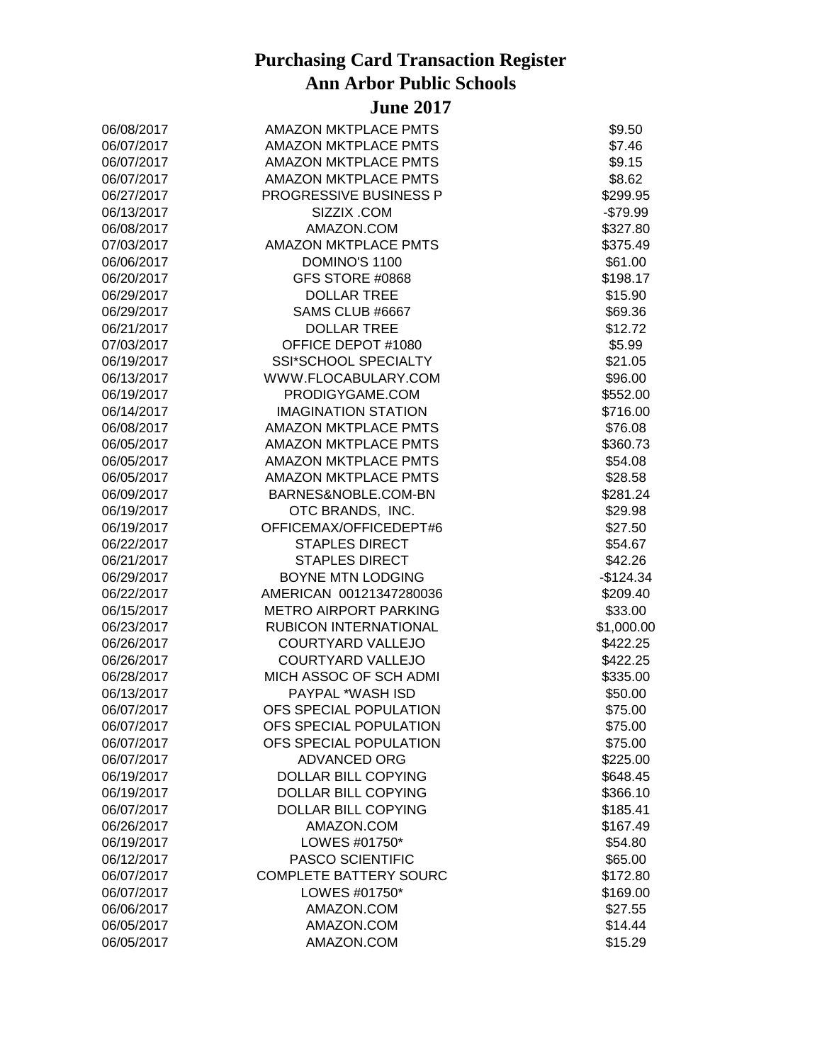# Purchasing Card Transaction Register
# Ann Arbor Public Schools
# June 2017

| Date | Vendor | Amount |
|---|---|---|
| 06/08/2017 | AMAZON MKTPLACE PMTS | $9.50 |
| 06/07/2017 | AMAZON MKTPLACE PMTS | $7.46 |
| 06/07/2017 | AMAZON MKTPLACE PMTS | $9.15 |
| 06/07/2017 | AMAZON MKTPLACE PMTS | $8.62 |
| 06/27/2017 | PROGRESSIVE BUSINESS P | $299.95 |
| 06/13/2017 | SIZZIX .COM | -$79.99 |
| 06/08/2017 | AMAZON.COM | $327.80 |
| 07/03/2017 | AMAZON MKTPLACE PMTS | $375.49 |
| 06/06/2017 | DOMINO'S 1100 | $61.00 |
| 06/20/2017 | GFS STORE #0868 | $198.17 |
| 06/29/2017 | DOLLAR TREE | $15.90 |
| 06/29/2017 | SAMS CLUB #6667 | $69.36 |
| 06/21/2017 | DOLLAR TREE | $12.72 |
| 07/03/2017 | OFFICE DEPOT #1080 | $5.99 |
| 06/19/2017 | SSI*SCHOOL SPECIALTY | $21.05 |
| 06/13/2017 | WWW.FLOCABULARY.COM | $96.00 |
| 06/19/2017 | PRODIGYGAME.COM | $552.00 |
| 06/14/2017 | IMAGINATION STATION | $716.00 |
| 06/08/2017 | AMAZON MKTPLACE PMTS | $76.08 |
| 06/05/2017 | AMAZON MKTPLACE PMTS | $360.73 |
| 06/05/2017 | AMAZON MKTPLACE PMTS | $54.08 |
| 06/05/2017 | AMAZON MKTPLACE PMTS | $28.58 |
| 06/09/2017 | BARNES&NOBLE.COM-BN | $281.24 |
| 06/19/2017 | OTC BRANDS, INC. | $29.98 |
| 06/19/2017 | OFFICEMAX/OFFICEDEPT#6 | $27.50 |
| 06/22/2017 | STAPLES DIRECT | $54.67 |
| 06/21/2017 | STAPLES DIRECT | $42.26 |
| 06/29/2017 | BOYNE MTN LODGING | -$124.34 |
| 06/22/2017 | AMERICAN 00121347280036 | $209.40 |
| 06/15/2017 | METRO AIRPORT PARKING | $33.00 |
| 06/23/2017 | RUBICON INTERNATIONAL | $1,000.00 |
| 06/26/2017 | COURTYARD VALLEJO | $422.25 |
| 06/26/2017 | COURTYARD VALLEJO | $422.25 |
| 06/28/2017 | MICH ASSOC OF SCH ADMI | $335.00 |
| 06/13/2017 | PAYPAL *WASH ISD | $50.00 |
| 06/07/2017 | OFS SPECIAL POPULATION | $75.00 |
| 06/07/2017 | OFS SPECIAL POPULATION | $75.00 |
| 06/07/2017 | OFS SPECIAL POPULATION | $75.00 |
| 06/07/2017 | ADVANCED ORG | $225.00 |
| 06/19/2017 | DOLLAR BILL COPYING | $648.45 |
| 06/19/2017 | DOLLAR BILL COPYING | $366.10 |
| 06/07/2017 | DOLLAR BILL COPYING | $185.41 |
| 06/26/2017 | AMAZON.COM | $167.49 |
| 06/19/2017 | LOWES #01750* | $54.80 |
| 06/12/2017 | PASCO SCIENTIFIC | $65.00 |
| 06/07/2017 | COMPLETE BATTERY SOURC | $172.80 |
| 06/07/2017 | LOWES #01750* | $169.00 |
| 06/06/2017 | AMAZON.COM | $27.55 |
| 06/05/2017 | AMAZON.COM | $14.44 |
| 06/05/2017 | AMAZON.COM | $15.29 |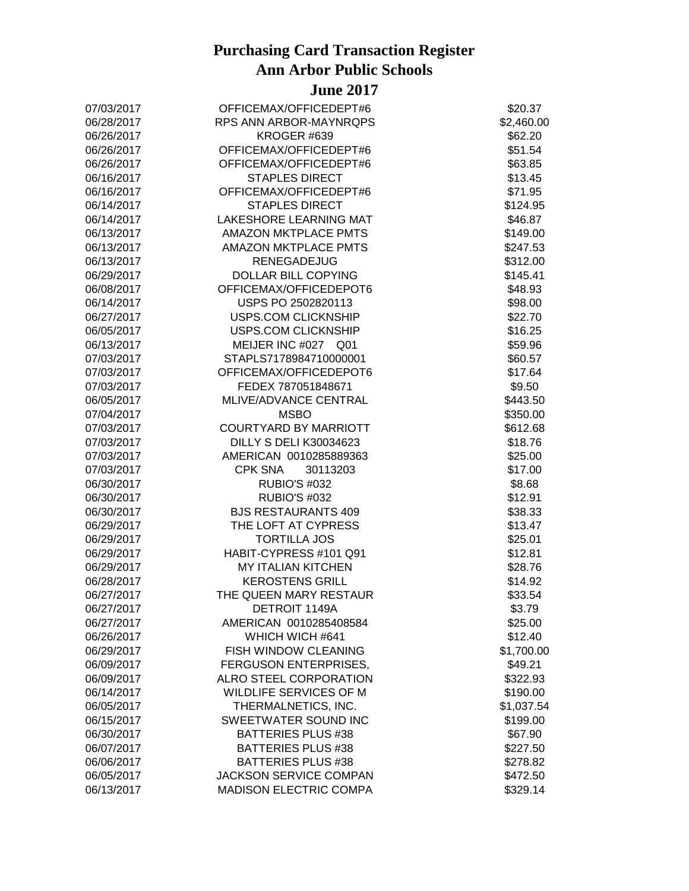# Purchasing Card Transaction Register
## Ann Arbor Public Schools
### June 2017

| | | |
|---|---|---|
| 07/03/2017 | OFFICEMAX/OFFICEDEPT#6 | $20.37 |
| 06/28/2017 | RPS ANN ARBOR-MAYNRQPS | $2,460.00 |
| 06/26/2017 | KROGER #639 | $62.20 |
| 06/26/2017 | OFFICEMAX/OFFICEDEPT#6 | $51.54 |
| 06/26/2017 | OFFICEMAX/OFFICEDEPT#6 | $63.85 |
| 06/16/2017 | STAPLES DIRECT | $13.45 |
| 06/16/2017 | OFFICEMAX/OFFICEDEPT#6 | $71.95 |
| 06/14/2017 | STAPLES DIRECT | $124.95 |
| 06/14/2017 | LAKESHORE LEARNING MAT | $46.87 |
| 06/13/2017 | AMAZON MKTPLACE PMTS | $149.00 |
| 06/13/2017 | AMAZON MKTPLACE PMTS | $247.53 |
| 06/13/2017 | RENEGADEJUG | $312.00 |
| 06/29/2017 | DOLLAR BILL COPYING | $145.41 |
| 06/08/2017 | OFFICEMAX/OFFICEDEPOT6 | $48.93 |
| 06/14/2017 | USPS PO 2502820113 | $98.00 |
| 06/27/2017 | USPS.COM CLICKNSHIP | $22.70 |
| 06/05/2017 | USPS.COM CLICKNSHIP | $16.25 |
| 06/13/2017 | MEIJER INC #027 Q01 | $59.96 |
| 07/03/2017 | STAPLS7178984710000001 | $60.57 |
| 07/03/2017 | OFFICEMAX/OFFICEDEPOT6 | $17.64 |
| 07/03/2017 | FEDEX 787051848671 | $9.50 |
| 06/05/2017 | MLIVE/ADVANCE CENTRAL | $443.50 |
| 07/04/2017 | MSBO | $350.00 |
| 07/03/2017 | COURTYARD BY MARRIOTT | $612.68 |
| 07/03/2017 | DILLY S DELI K30034623 | $18.76 |
| 07/03/2017 | AMERICAN 0010285889363 | $25.00 |
| 07/03/2017 | CPK SNA 30113203 | $17.00 |
| 06/30/2017 | RUBIO'S #032 | $8.68 |
| 06/30/2017 | RUBIO'S #032 | $12.91 |
| 06/30/2017 | BJS RESTAURANTS 409 | $38.33 |
| 06/29/2017 | THE LOFT AT CYPRESS | $13.47 |
| 06/29/2017 | TORTILLA JOS | $25.01 |
| 06/29/2017 | HABIT-CYPRESS #101 Q91 | $12.81 |
| 06/29/2017 | MY ITALIAN KITCHEN | $28.76 |
| 06/28/2017 | KEROSTENS GRILL | $14.92 |
| 06/27/2017 | THE QUEEN MARY RESTAUR | $33.54 |
| 06/27/2017 | DETROIT 1149A | $3.79 |
| 06/27/2017 | AMERICAN 0010285408584 | $25.00 |
| 06/26/2017 | WHICH WICH #641 | $12.40 |
| 06/29/2017 | FISH WINDOW CLEANING | $1,700.00 |
| 06/09/2017 | FERGUSON ENTERPRISES, | $49.21 |
| 06/09/2017 | ALRO STEEL CORPORATION | $322.93 |
| 06/14/2017 | WILDLIFE SERVICES OF M | $190.00 |
| 06/05/2017 | THERMALNETICS, INC. | $1,037.54 |
| 06/15/2017 | SWEETWATER SOUND INC | $199.00 |
| 06/30/2017 | BATTERIES PLUS #38 | $67.90 |
| 06/07/2017 | BATTERIES PLUS #38 | $227.50 |
| 06/06/2017 | BATTERIES PLUS #38 | $278.82 |
| 06/05/2017 | JACKSON SERVICE COMPAN | $472.50 |
| 06/13/2017 | MADISON ELECTRIC COMPA | $329.14 |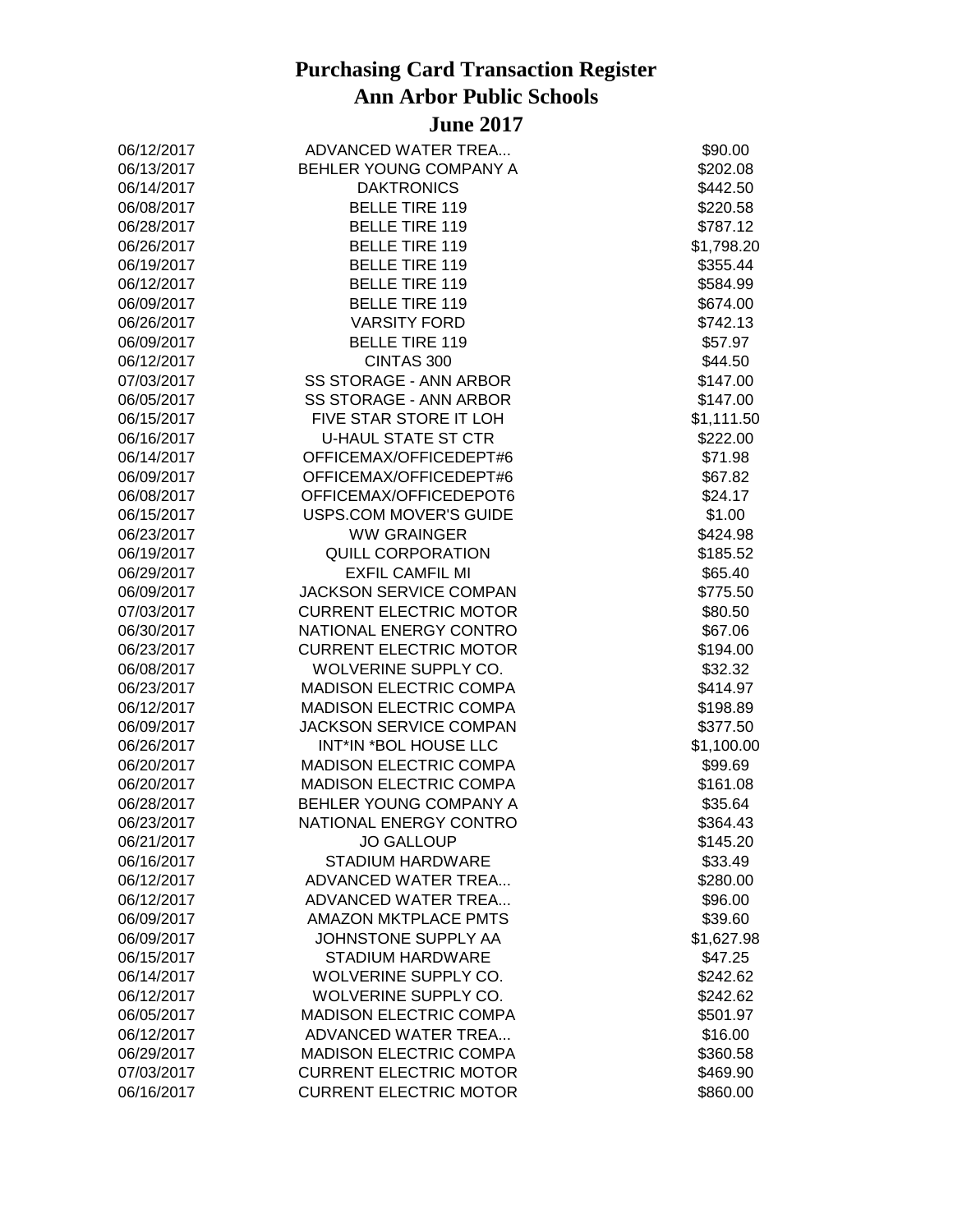# Purchasing Card Transaction Register
# Ann Arbor Public Schools
# June 2017

| | | |
|---|---|---|
| 06/12/2017 | ADVANCED WATER TREA... | $90.00 |
| 06/13/2017 | BEHLER YOUNG COMPANY A | $202.08 |
| 06/14/2017 | DAKTRONICS | $442.50 |
| 06/08/2017 | BELLE TIRE 119 | $220.58 |
| 06/28/2017 | BELLE TIRE 119 | $787.12 |
| 06/26/2017 | BELLE TIRE 119 | $1,798.20 |
| 06/19/2017 | BELLE TIRE 119 | $355.44 |
| 06/12/2017 | BELLE TIRE 119 | $584.99 |
| 06/09/2017 | BELLE TIRE 119 | $674.00 |
| 06/26/2017 | VARSITY FORD | $742.13 |
| 06/09/2017 | BELLE TIRE 119 | $57.97 |
| 06/12/2017 | CINTAS 300 | $44.50 |
| 07/03/2017 | SS STORAGE - ANN ARBOR | $147.00 |
| 06/05/2017 | SS STORAGE - ANN ARBOR | $147.00 |
| 06/15/2017 | FIVE STAR STORE IT LOH | $1,111.50 |
| 06/16/2017 | U-HAUL STATE ST CTR | $222.00 |
| 06/14/2017 | OFFICEMAX/OFFICEDEPT#6 | $71.98 |
| 06/09/2017 | OFFICEMAX/OFFICEDEPT#6 | $67.82 |
| 06/08/2017 | OFFICEMAX/OFFICEDEPOT6 | $24.17 |
| 06/15/2017 | USPS.COM MOVER'S GUIDE | $1.00 |
| 06/23/2017 | WW GRAINGER | $424.98 |
| 06/19/2017 | QUILL CORPORATION | $185.52 |
| 06/29/2017 | EXFIL CAMFIL MI | $65.40 |
| 06/09/2017 | JACKSON SERVICE COMPAN | $775.50 |
| 07/03/2017 | CURRENT ELECTRIC MOTOR | $80.50 |
| 06/30/2017 | NATIONAL ENERGY CONTRO | $67.06 |
| 06/23/2017 | CURRENT ELECTRIC MOTOR | $194.00 |
| 06/08/2017 | WOLVERINE SUPPLY CO. | $32.32 |
| 06/23/2017 | MADISON ELECTRIC COMPA | $414.97 |
| 06/12/2017 | MADISON ELECTRIC COMPA | $198.89 |
| 06/09/2017 | JACKSON SERVICE COMPAN | $377.50 |
| 06/26/2017 | INT*IN *BOL HOUSE LLC | $1,100.00 |
| 06/20/2017 | MADISON ELECTRIC COMPA | $99.69 |
| 06/20/2017 | MADISON ELECTRIC COMPA | $161.08 |
| 06/28/2017 | BEHLER YOUNG COMPANY A | $35.64 |
| 06/23/2017 | NATIONAL ENERGY CONTRO | $364.43 |
| 06/21/2017 | JO GALLOUP | $145.20 |
| 06/16/2017 | STADIUM HARDWARE | $33.49 |
| 06/12/2017 | ADVANCED WATER TREA... | $280.00 |
| 06/12/2017 | ADVANCED WATER TREA... | $96.00 |
| 06/09/2017 | AMAZON MKTPLACE PMTS | $39.60 |
| 06/09/2017 | JOHNSTONE SUPPLY AA | $1,627.98 |
| 06/15/2017 | STADIUM HARDWARE | $47.25 |
| 06/14/2017 | WOLVERINE SUPPLY CO. | $242.62 |
| 06/12/2017 | WOLVERINE SUPPLY CO. | $242.62 |
| 06/05/2017 | MADISON ELECTRIC COMPA | $501.97 |
| 06/12/2017 | ADVANCED WATER TREA... | $16.00 |
| 06/29/2017 | MADISON ELECTRIC COMPA | $360.58 |
| 07/03/2017 | CURRENT ELECTRIC MOTOR | $469.90 |
| 06/16/2017 | CURRENT ELECTRIC MOTOR | $860.00 |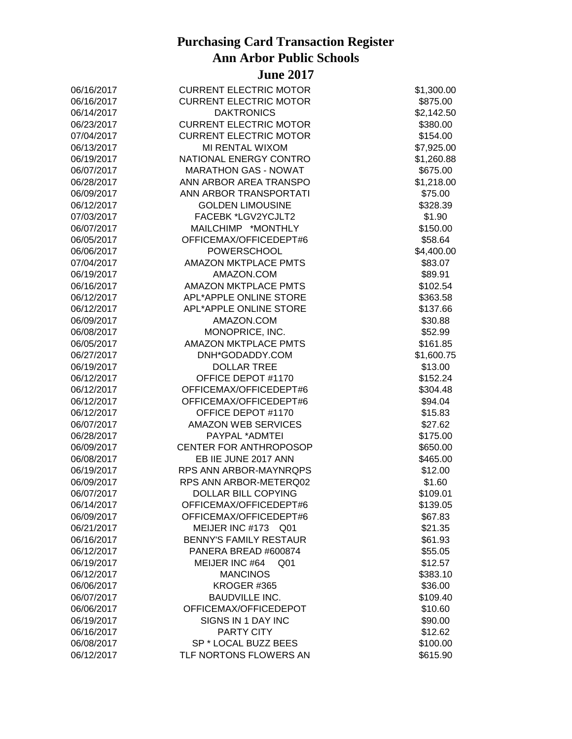# Purchasing Card Transaction Register
# Ann Arbor Public Schools
# June 2017

| | | |
|---|---|---|
| 06/16/2017 | CURRENT ELECTRIC MOTOR | $1,300.00 |
| 06/16/2017 | CURRENT ELECTRIC MOTOR | $875.00 |
| 06/14/2017 | DAKTRONICS | $2,142.50 |
| 06/23/2017 | CURRENT ELECTRIC MOTOR | $380.00 |
| 07/04/2017 | CURRENT ELECTRIC MOTOR | $154.00 |
| 06/13/2017 | MI RENTAL WIXOM | $7,925.00 |
| 06/19/2017 | NATIONAL ENERGY CONTRO | $1,260.88 |
| 06/07/2017 | MARATHON GAS - NOWAT | $675.00 |
| 06/28/2017 | ANN ARBOR AREA TRANSPO | $1,218.00 |
| 06/09/2017 | ANN ARBOR TRANSPORTATI | $75.00 |
| 06/12/2017 | GOLDEN LIMOUSINE | $328.39 |
| 07/03/2017 | FACEBK *LGV2YCJLT2 | $1.90 |
| 06/07/2017 | MAILCHIMP *MONTHLY | $150.00 |
| 06/05/2017 | OFFICEMAX/OFFICEDEPT#6 | $58.64 |
| 06/06/2017 | POWERSCHOOL | $4,400.00 |
| 07/04/2017 | AMAZON MKTPLACE PMTS | $83.07 |
| 06/19/2017 | AMAZON.COM | $89.91 |
| 06/16/2017 | AMAZON MKTPLACE PMTS | $102.54 |
| 06/12/2017 | APL*APPLE ONLINE STORE | $363.58 |
| 06/12/2017 | APL*APPLE ONLINE STORE | $137.66 |
| 06/09/2017 | AMAZON.COM | $30.88 |
| 06/08/2017 | MONOPRICE, INC. | $52.99 |
| 06/05/2017 | AMAZON MKTPLACE PMTS | $161.85 |
| 06/27/2017 | DNH*GODADDY.COM | $1,600.75 |
| 06/19/2017 | DOLLAR TREE | $13.00 |
| 06/12/2017 | OFFICE DEPOT #1170 | $152.24 |
| 06/12/2017 | OFFICEMAX/OFFICEDEPT#6 | $304.48 |
| 06/12/2017 | OFFICEMAX/OFFICEDEPT#6 | $94.04 |
| 06/12/2017 | OFFICE DEPOT #1170 | $15.83 |
| 06/07/2017 | AMAZON WEB SERVICES | $27.62 |
| 06/28/2017 | PAYPAL *ADMTEI | $175.00 |
| 06/09/2017 | CENTER FOR ANTHROPOSOP | $650.00 |
| 06/08/2017 | EB IIE JUNE 2017 ANN | $465.00 |
| 06/19/2017 | RPS ANN ARBOR-MAYNRQPS | $12.00 |
| 06/09/2017 | RPS ANN ARBOR-METERQ02 | $1.60 |
| 06/07/2017 | DOLLAR BILL COPYING | $109.01 |
| 06/14/2017 | OFFICEMAX/OFFICEDEPT#6 | $139.05 |
| 06/09/2017 | OFFICEMAX/OFFICEDEPT#6 | $67.83 |
| 06/21/2017 | MEIJER INC #173 Q01 | $21.35 |
| 06/16/2017 | BENNY'S FAMILY RESTAUR | $61.93 |
| 06/12/2017 | PANERA BREAD #600874 | $55.05 |
| 06/19/2017 | MEIJER INC #64 Q01 | $12.57 |
| 06/12/2017 | MANCINOS | $383.10 |
| 06/06/2017 | KROGER #365 | $36.00 |
| 06/07/2017 | BAUDVILLE INC. | $109.40 |
| 06/06/2017 | OFFICEMAX/OFFICEDEPOT | $10.60 |
| 06/19/2017 | SIGNS IN 1 DAY INC | $90.00 |
| 06/16/2017 | PARTY CITY | $12.62 |
| 06/08/2017 | SP * LOCAL BUZZ BEES | $100.00 |
| 06/12/2017 | TLF NORTONS FLOWERS AN | $615.90 |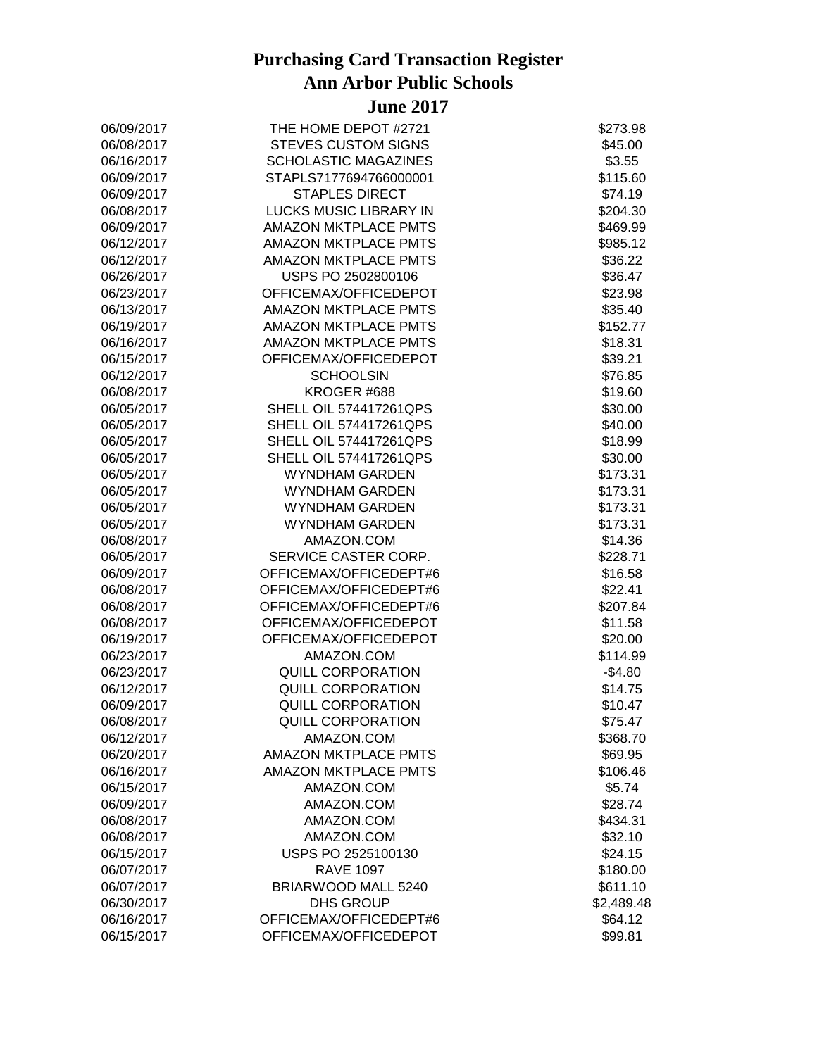# Purchasing Card Transaction Register
# Ann Arbor Public Schools
# June 2017

| Date | Vendor | Amount |
|---|---|---|
| 06/09/2017 | THE HOME DEPOT #2721 | $273.98 |
| 06/08/2017 | STEVES CUSTOM SIGNS | $45.00 |
| 06/16/2017 | SCHOLASTIC MAGAZINES | $3.55 |
| 06/09/2017 | STAPLS7177694766000001 | $115.60 |
| 06/09/2017 | STAPLES DIRECT | $74.19 |
| 06/08/2017 | LUCKS MUSIC LIBRARY IN | $204.30 |
| 06/09/2017 | AMAZON MKTPLACE PMTS | $469.99 |
| 06/12/2017 | AMAZON MKTPLACE PMTS | $985.12 |
| 06/12/2017 | AMAZON MKTPLACE PMTS | $36.22 |
| 06/26/2017 | USPS PO 2502800106 | $36.47 |
| 06/23/2017 | OFFICEMAX/OFFICEDEPOT | $23.98 |
| 06/13/2017 | AMAZON MKTPLACE PMTS | $35.40 |
| 06/19/2017 | AMAZON MKTPLACE PMTS | $152.77 |
| 06/16/2017 | AMAZON MKTPLACE PMTS | $18.31 |
| 06/15/2017 | OFFICEMAX/OFFICEDEPOT | $39.21 |
| 06/12/2017 | SCHOOLSIN | $76.85 |
| 06/08/2017 | KROGER #688 | $19.60 |
| 06/05/2017 | SHELL OIL 574417261QPS | $30.00 |
| 06/05/2017 | SHELL OIL 574417261QPS | $40.00 |
| 06/05/2017 | SHELL OIL 574417261QPS | $18.99 |
| 06/05/2017 | SHELL OIL 574417261QPS | $30.00 |
| 06/05/2017 | WYNDHAM GARDEN | $173.31 |
| 06/05/2017 | WYNDHAM GARDEN | $173.31 |
| 06/05/2017 | WYNDHAM GARDEN | $173.31 |
| 06/05/2017 | WYNDHAM GARDEN | $173.31 |
| 06/08/2017 | AMAZON.COM | $14.36 |
| 06/05/2017 | SERVICE CASTER CORP. | $228.71 |
| 06/09/2017 | OFFICEMAX/OFFICEDEPT#6 | $16.58 |
| 06/08/2017 | OFFICEMAX/OFFICEDEPT#6 | $22.41 |
| 06/08/2017 | OFFICEMAX/OFFICEDEPT#6 | $207.84 |
| 06/08/2017 | OFFICEMAX/OFFICEDEPOT | $11.58 |
| 06/19/2017 | OFFICEMAX/OFFICEDEPOT | $20.00 |
| 06/23/2017 | AMAZON.COM | $114.99 |
| 06/23/2017 | QUILL CORPORATION | -$4.80 |
| 06/12/2017 | QUILL CORPORATION | $14.75 |
| 06/09/2017 | QUILL CORPORATION | $10.47 |
| 06/08/2017 | QUILL CORPORATION | $75.47 |
| 06/12/2017 | AMAZON.COM | $368.70 |
| 06/20/2017 | AMAZON MKTPLACE PMTS | $69.95 |
| 06/16/2017 | AMAZON MKTPLACE PMTS | $106.46 |
| 06/15/2017 | AMAZON.COM | $5.74 |
| 06/09/2017 | AMAZON.COM | $28.74 |
| 06/08/2017 | AMAZON.COM | $434.31 |
| 06/08/2017 | AMAZON.COM | $32.10 |
| 06/15/2017 | USPS PO 2525100130 | $24.15 |
| 06/07/2017 | RAVE 1097 | $180.00 |
| 06/07/2017 | BRIARWOOD MALL 5240 | $611.10 |
| 06/30/2017 | DHS GROUP | $2,489.48 |
| 06/16/2017 | OFFICEMAX/OFFICEDEPT#6 | $64.12 |
| 06/15/2017 | OFFICEMAX/OFFICEDEPOT | $99.81 |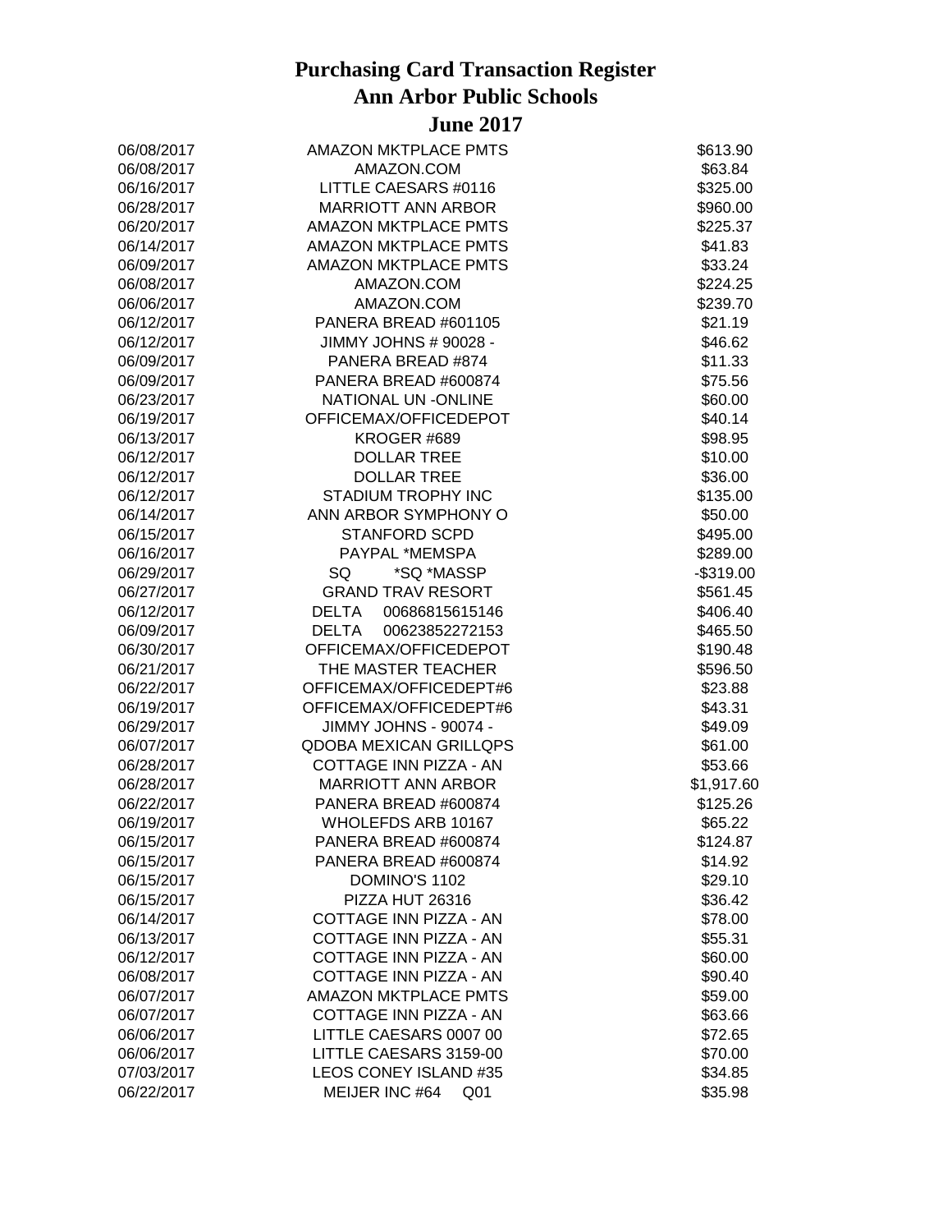# Purchasing Card Transaction Register
# Ann Arbor Public Schools
# June 2017

| | | |
|---|---|---|
| 06/08/2017 | AMAZON MKTPLACE PMTS | $613.90 |
| 06/08/2017 | AMAZON.COM | $63.84 |
| 06/16/2017 | LITTLE CAESARS #0116 | $325.00 |
| 06/28/2017 | MARRIOTT ANN ARBOR | $960.00 |
| 06/20/2017 | AMAZON MKTPLACE PMTS | $225.37 |
| 06/14/2017 | AMAZON MKTPLACE PMTS | $41.83 |
| 06/09/2017 | AMAZON MKTPLACE PMTS | $33.24 |
| 06/08/2017 | AMAZON.COM | $224.25 |
| 06/06/2017 | AMAZON.COM | $239.70 |
| 06/12/2017 | PANERA BREAD #601105 | $21.19 |
| 06/12/2017 | JIMMY JOHNS # 90028 - | $46.62 |
| 06/09/2017 | PANERA BREAD #874 | $11.33 |
| 06/09/2017 | PANERA BREAD #600874 | $75.56 |
| 06/23/2017 | NATIONAL UN -ONLINE | $60.00 |
| 06/19/2017 | OFFICEMAX/OFFICEDEPOT | $40.14 |
| 06/13/2017 | KROGER #689 | $98.95 |
| 06/12/2017 | DOLLAR TREE | $10.00 |
| 06/12/2017 | DOLLAR TREE | $36.00 |
| 06/12/2017 | STADIUM TROPHY INC | $135.00 |
| 06/14/2017 | ANN ARBOR SYMPHONY O | $50.00 |
| 06/15/2017 | STANFORD SCPD | $495.00 |
| 06/16/2017 | PAYPAL *MEMSPA | $289.00 |
| 06/29/2017 | SQ *SQ *MASSP | -$319.00 |
| 06/27/2017 | GRAND TRAV RESORT | $561.45 |
| 06/12/2017 | DELTA 00686815615146 | $406.40 |
| 06/09/2017 | DELTA 00623852272153 | $465.50 |
| 06/30/2017 | OFFICEMAX/OFFICEDEPOT | $190.48 |
| 06/21/2017 | THE MASTER TEACHER | $596.50 |
| 06/22/2017 | OFFICEMAX/OFFICEDEPT#6 | $23.88 |
| 06/19/2017 | OFFICEMAX/OFFICEDEPT#6 | $43.31 |
| 06/29/2017 | JIMMY JOHNS - 90074 - | $49.09 |
| 06/07/2017 | QDOBA MEXICAN GRILLQPS | $61.00 |
| 06/28/2017 | COTTAGE INN PIZZA - AN | $53.66 |
| 06/28/2017 | MARRIOTT ANN ARBOR | $1,917.60 |
| 06/22/2017 | PANERA BREAD #600874 | $125.26 |
| 06/19/2017 | WHOLEFDS ARB 10167 | $65.22 |
| 06/15/2017 | PANERA BREAD #600874 | $124.87 |
| 06/15/2017 | PANERA BREAD #600874 | $14.92 |
| 06/15/2017 | DOMINO'S 1102 | $29.10 |
| 06/15/2017 | PIZZA HUT 26316 | $36.42 |
| 06/14/2017 | COTTAGE INN PIZZA - AN | $78.00 |
| 06/13/2017 | COTTAGE INN PIZZA - AN | $55.31 |
| 06/12/2017 | COTTAGE INN PIZZA - AN | $60.00 |
| 06/08/2017 | COTTAGE INN PIZZA - AN | $90.40 |
| 06/07/2017 | AMAZON MKTPLACE PMTS | $59.00 |
| 06/07/2017 | COTTAGE INN PIZZA - AN | $63.66 |
| 06/06/2017 | LITTLE CAESARS 0007 00 | $72.65 |
| 06/06/2017 | LITTLE CAESARS 3159-00 | $70.00 |
| 07/03/2017 | LEOS CONEY ISLAND #35 | $34.85 |
| 06/22/2017 | MEIJER INC #64 Q01 | $35.98 |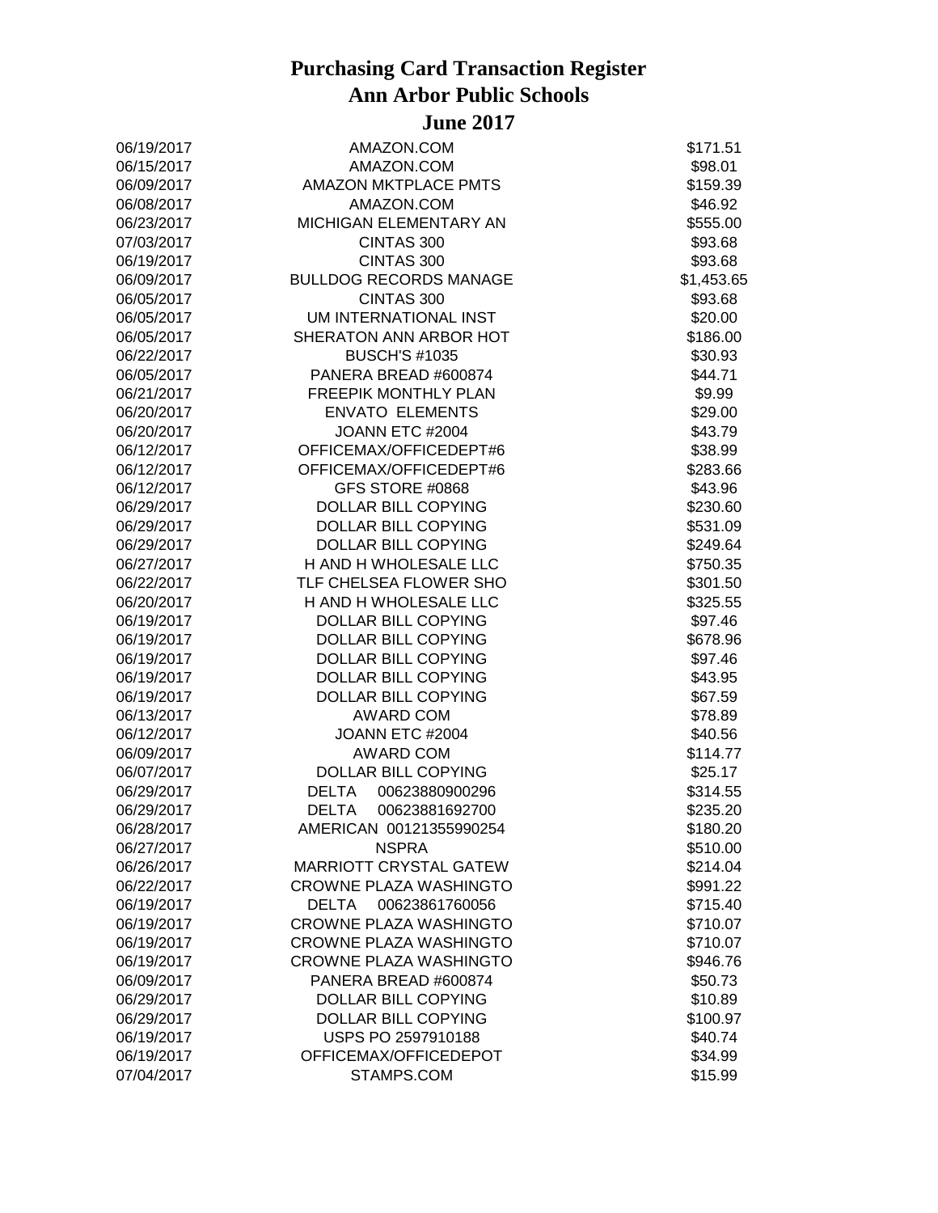# Purchasing Card Transaction Register
# Ann Arbor Public Schools
# June 2017

| | | |
|---|---|---|
| 06/19/2017 | AMAZON.COM | $171.51 |
| 06/15/2017 | AMAZON.COM | $98.01 |
| 06/09/2017 | AMAZON MKTPLACE PMTS | $159.39 |
| 06/08/2017 | AMAZON.COM | $46.92 |
| 06/23/2017 | MICHIGAN ELEMENTARY AN | $555.00 |
| 07/03/2017 | CINTAS 300 | $93.68 |
| 06/19/2017 | CINTAS 300 | $93.68 |
| 06/09/2017 | BULLDOG RECORDS MANAGE | $1,453.65 |
| 06/05/2017 | CINTAS 300 | $93.68 |
| 06/05/2017 | UM INTERNATIONAL INST | $20.00 |
| 06/05/2017 | SHERATON ANN ARBOR HOT | $186.00 |
| 06/22/2017 | BUSCH'S #1035 | $30.93 |
| 06/05/2017 | PANERA BREAD #600874 | $44.71 |
| 06/21/2017 | FREEPIK MONTHLY PLAN | $9.99 |
| 06/20/2017 | ENVATO ELEMENTS | $29.00 |
| 06/20/2017 | JOANN ETC #2004 | $43.79 |
| 06/12/2017 | OFFICEMAX/OFFICEDEPT#6 | $38.99 |
| 06/12/2017 | OFFICEMAX/OFFICEDEPT#6 | $283.66 |
| 06/12/2017 | GFS STORE #0868 | $43.96 |
| 06/29/2017 | DOLLAR BILL COPYING | $230.60 |
| 06/29/2017 | DOLLAR BILL COPYING | $531.09 |
| 06/29/2017 | DOLLAR BILL COPYING | $249.64 |
| 06/27/2017 | H AND H WHOLESALE LLC | $750.35 |
| 06/22/2017 | TLF CHELSEA FLOWER SHO | $301.50 |
| 06/20/2017 | H AND H WHOLESALE LLC | $325.55 |
| 06/19/2017 | DOLLAR BILL COPYING | $97.46 |
| 06/19/2017 | DOLLAR BILL COPYING | $678.96 |
| 06/19/2017 | DOLLAR BILL COPYING | $97.46 |
| 06/19/2017 | DOLLAR BILL COPYING | $43.95 |
| 06/19/2017 | DOLLAR BILL COPYING | $67.59 |
| 06/13/2017 | AWARD COM | $78.89 |
| 06/12/2017 | JOANN ETC #2004 | $40.56 |
| 06/09/2017 | AWARD COM | $114.77 |
| 06/07/2017 | DOLLAR BILL COPYING | $25.17 |
| 06/29/2017 | DELTA 00623880900296 | $314.55 |
| 06/29/2017 | DELTA 00623881692700 | $235.20 |
| 06/28/2017 | AMERICAN 00121355990254 | $180.20 |
| 06/27/2017 | NSPRA | $510.00 |
| 06/26/2017 | MARRIOTT CRYSTAL GATEW | $214.04 |
| 06/22/2017 | CROWNE PLAZA WASHINGTO | $991.22 |
| 06/19/2017 | DELTA 00623861760056 | $715.40 |
| 06/19/2017 | CROWNE PLAZA WASHINGTO | $710.07 |
| 06/19/2017 | CROWNE PLAZA WASHINGTO | $710.07 |
| 06/19/2017 | CROWNE PLAZA WASHINGTO | $946.76 |
| 06/09/2017 | PANERA BREAD #600874 | $50.73 |
| 06/29/2017 | DOLLAR BILL COPYING | $10.89 |
| 06/29/2017 | DOLLAR BILL COPYING | $100.97 |
| 06/19/2017 | USPS PO 2597910188 | $40.74 |
| 06/19/2017 | OFFICEMAX/OFFICEDEPOT | $34.99 |
| 07/04/2017 | STAMPS.COM | $15.99 |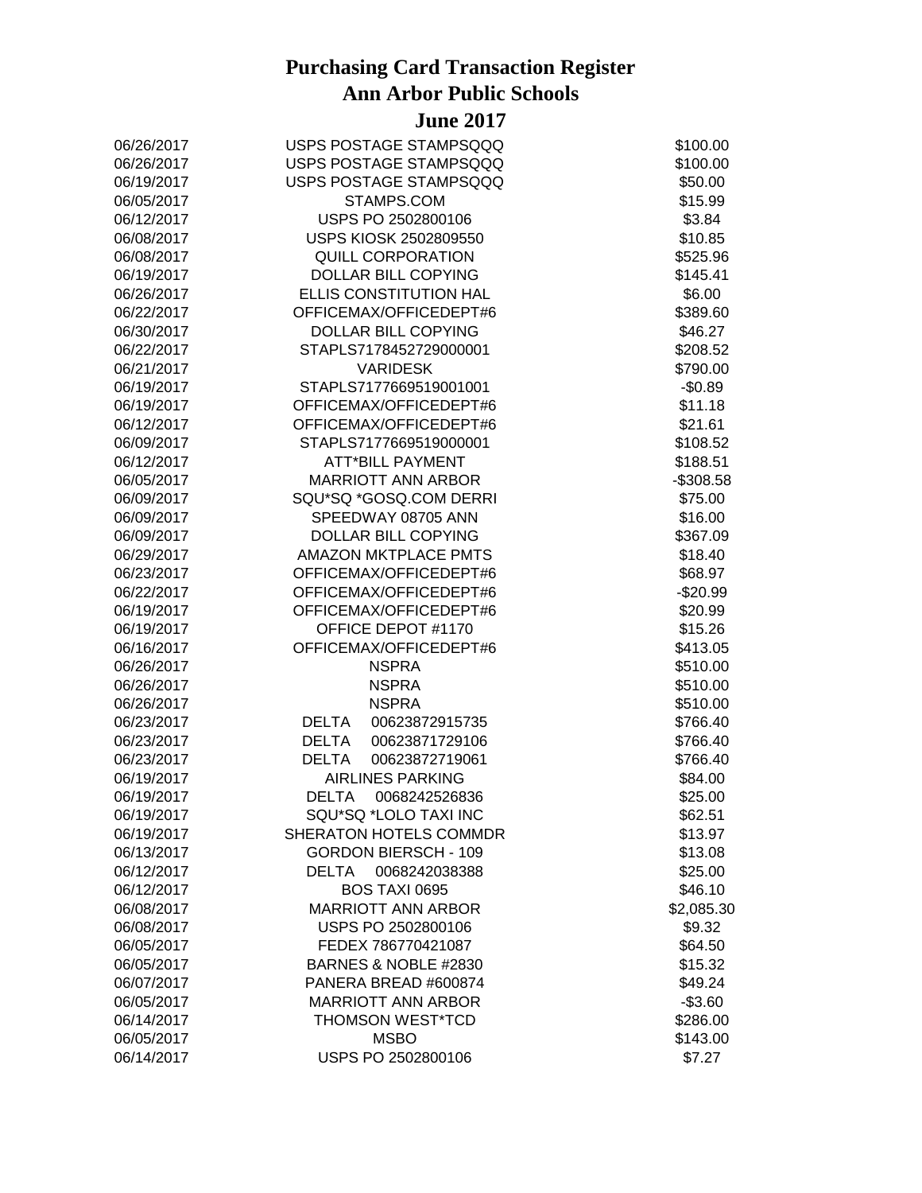# Purchasing Card Transaction Register
# Ann Arbor Public Schools
# June 2017

| | | |
|---|---|---|
| 06/26/2017 | USPS POSTAGE STAMPSQQQ | $100.00 |
| 06/26/2017 | USPS POSTAGE STAMPSQQQ | $100.00 |
| 06/19/2017 | USPS POSTAGE STAMPSQQQ | $50.00 |
| 06/05/2017 | STAMPS.COM | $15.99 |
| 06/12/2017 | USPS PO 2502800106 | $3.84 |
| 06/08/2017 | USPS KIOSK 2502809550 | $10.85 |
| 06/08/2017 | QUILL CORPORATION | $525.96 |
| 06/19/2017 | DOLLAR BILL COPYING | $145.41 |
| 06/26/2017 | ELLIS CONSTITUTION HAL | $6.00 |
| 06/22/2017 | OFFICEMAX/OFFICEDEPT#6 | $389.60 |
| 06/30/2017 | DOLLAR BILL COPYING | $46.27 |
| 06/22/2017 | STAPLS7178452729000001 | $208.52 |
| 06/21/2017 | VARIDESK | $790.00 |
| 06/19/2017 | STAPLS7177669519001001 | -$0.89 |
| 06/19/2017 | OFFICEMAX/OFFICEDEPT#6 | $11.18 |
| 06/12/2017 | OFFICEMAX/OFFICEDEPT#6 | $21.61 |
| 06/09/2017 | STAPLS7177669519000001 | $108.52 |
| 06/12/2017 | ATT*BILL PAYMENT | $188.51 |
| 06/05/2017 | MARRIOTT ANN ARBOR | -$308.58 |
| 06/09/2017 | SQU*SQ *GOSQ.COM DERRI | $75.00 |
| 06/09/2017 | SPEEDWAY 08705 ANN | $16.00 |
| 06/09/2017 | DOLLAR BILL COPYING | $367.09 |
| 06/29/2017 | AMAZON MKTPLACE PMTS | $18.40 |
| 06/23/2017 | OFFICEMAX/OFFICEDEPT#6 | $68.97 |
| 06/22/2017 | OFFICEMAX/OFFICEDEPT#6 | -$20.99 |
| 06/19/2017 | OFFICEMAX/OFFICEDEPT#6 | $20.99 |
| 06/19/2017 | OFFICE DEPOT #1170 | $15.26 |
| 06/16/2017 | OFFICEMAX/OFFICEDEPT#6 | $413.05 |
| 06/26/2017 | NSPRA | $510.00 |
| 06/26/2017 | NSPRA | $510.00 |
| 06/26/2017 | NSPRA | $510.00 |
| 06/23/2017 | DELTA 00623872915735 | $766.40 |
| 06/23/2017 | DELTA 00623871729106 | $766.40 |
| 06/23/2017 | DELTA 00623872719061 | $766.40 |
| 06/19/2017 | AIRLINES PARKING | $84.00 |
| 06/19/2017 | DELTA 0068242526836 | $25.00 |
| 06/19/2017 | SQU*SQ *LOLO TAXI INC | $62.51 |
| 06/19/2017 | SHERATON HOTELS COMMDR | $13.97 |
| 06/13/2017 | GORDON BIERSCH - 109 | $13.08 |
| 06/12/2017 | DELTA 0068242038388 | $25.00 |
| 06/12/2017 | BOS TAXI 0695 | $46.10 |
| 06/08/2017 | MARRIOTT ANN ARBOR | $2,085.30 |
| 06/08/2017 | USPS PO 2502800106 | $9.32 |
| 06/05/2017 | FEDEX 786770421087 | $64.50 |
| 06/05/2017 | BARNES & NOBLE #2830 | $15.32 |
| 06/07/2017 | PANERA BREAD #600874 | $49.24 |
| 06/05/2017 | MARRIOTT ANN ARBOR | -$3.60 |
| 06/14/2017 | THOMSON WEST*TCD | $286.00 |
| 06/05/2017 | MSBO | $143.00 |
| 06/14/2017 | USPS PO 2502800106 | $7.27 |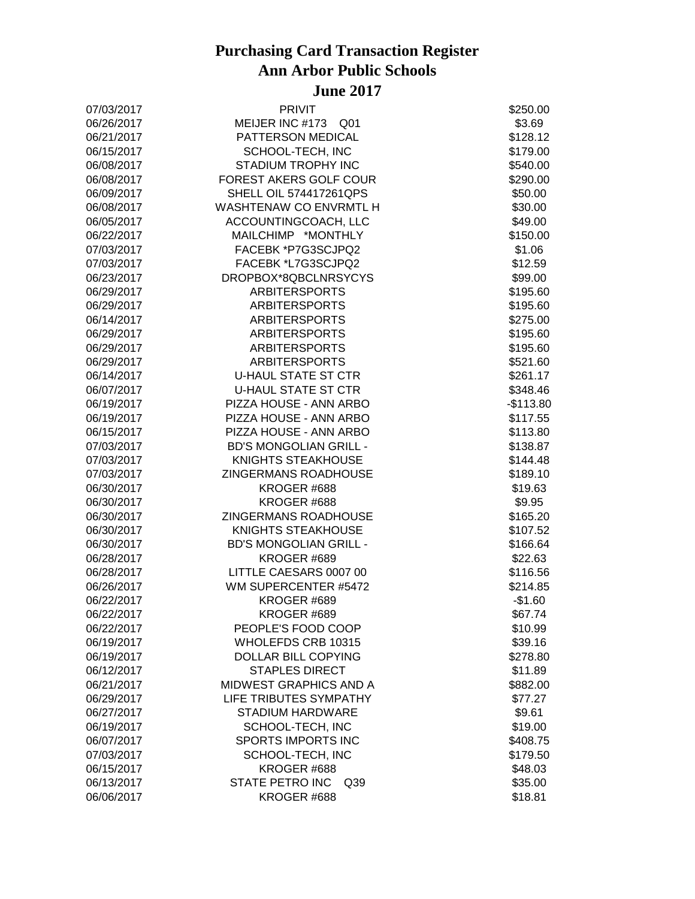# Purchasing Card Transaction Register
# Ann Arbor Public Schools
# June 2017

| Date | Vendor | Amount |
|---|---|---|
| 07/03/2017 | PRIVIT | $250.00 |
| 06/26/2017 | MEIJER INC #173 Q01 | $3.69 |
| 06/21/2017 | PATTERSON MEDICAL | $128.12 |
| 06/15/2017 | SCHOOL-TECH, INC | $179.00 |
| 06/08/2017 | STADIUM TROPHY INC | $540.00 |
| 06/08/2017 | FOREST AKERS GOLF COUR | $290.00 |
| 06/09/2017 | SHELL OIL 574417261QPS | $50.00 |
| 06/08/2017 | WASHTENAW CO ENVRMTL H | $30.00 |
| 06/05/2017 | ACCOUNTINGCOACH, LLC | $49.00 |
| 06/22/2017 | MAILCHIMP *MONTHLY | $150.00 |
| 07/03/2017 | FACEBK *P7G3SCJPQ2 | $1.06 |
| 07/03/2017 | FACEBK *L7G3SCJPQ2 | $12.59 |
| 06/23/2017 | DROPBOX*8QBCLNRSYCYS | $99.00 |
| 06/29/2017 | ARBITERSPORTS | $195.60 |
| 06/29/2017 | ARBITERSPORTS | $195.60 |
| 06/14/2017 | ARBITERSPORTS | $275.00 |
| 06/29/2017 | ARBITERSPORTS | $195.60 |
| 06/29/2017 | ARBITERSPORTS | $195.60 |
| 06/29/2017 | ARBITERSPORTS | $521.60 |
| 06/14/2017 | U-HAUL STATE ST CTR | $261.17 |
| 06/07/2017 | U-HAUL STATE ST CTR | $348.46 |
| 06/19/2017 | PIZZA HOUSE - ANN ARBO | -$113.80 |
| 06/19/2017 | PIZZA HOUSE - ANN ARBO | $117.55 |
| 06/15/2017 | PIZZA HOUSE - ANN ARBO | $113.80 |
| 07/03/2017 | BD'S MONGOLIAN GRILL - | $138.87 |
| 07/03/2017 | KNIGHTS STEAKHOUSE | $144.48 |
| 07/03/2017 | ZINGERMANS ROADHOUSE | $189.10 |
| 06/30/2017 | KROGER #688 | $19.63 |
| 06/30/2017 | KROGER #688 | $9.95 |
| 06/30/2017 | ZINGERMANS ROADHOUSE | $165.20 |
| 06/30/2017 | KNIGHTS STEAKHOUSE | $107.52 |
| 06/30/2017 | BD'S MONGOLIAN GRILL - | $166.64 |
| 06/28/2017 | KROGER #689 | $22.63 |
| 06/28/2017 | LITTLE CAESARS 0007 00 | $116.56 |
| 06/26/2017 | WM SUPERCENTER #5472 | $214.85 |
| 06/22/2017 | KROGER #689 | -$1.60 |
| 06/22/2017 | KROGER #689 | $67.74 |
| 06/22/2017 | PEOPLE'S FOOD COOP | $10.99 |
| 06/19/2017 | WHOLEFDS CRB 10315 | $39.16 |
| 06/19/2017 | DOLLAR BILL COPYING | $278.80 |
| 06/12/2017 | STAPLES DIRECT | $11.89 |
| 06/21/2017 | MIDWEST GRAPHICS AND A | $882.00 |
| 06/29/2017 | LIFE TRIBUTES SYMPATHY | $77.27 |
| 06/27/2017 | STADIUM HARDWARE | $9.61 |
| 06/19/2017 | SCHOOL-TECH, INC | $19.00 |
| 06/07/2017 | SPORTS IMPORTS INC | $408.75 |
| 07/03/2017 | SCHOOL-TECH, INC | $179.50 |
| 06/15/2017 | KROGER #688 | $48.03 |
| 06/13/2017 | STATE PETRO INC Q39 | $35.00 |
| 06/06/2017 | KROGER #688 | $18.81 |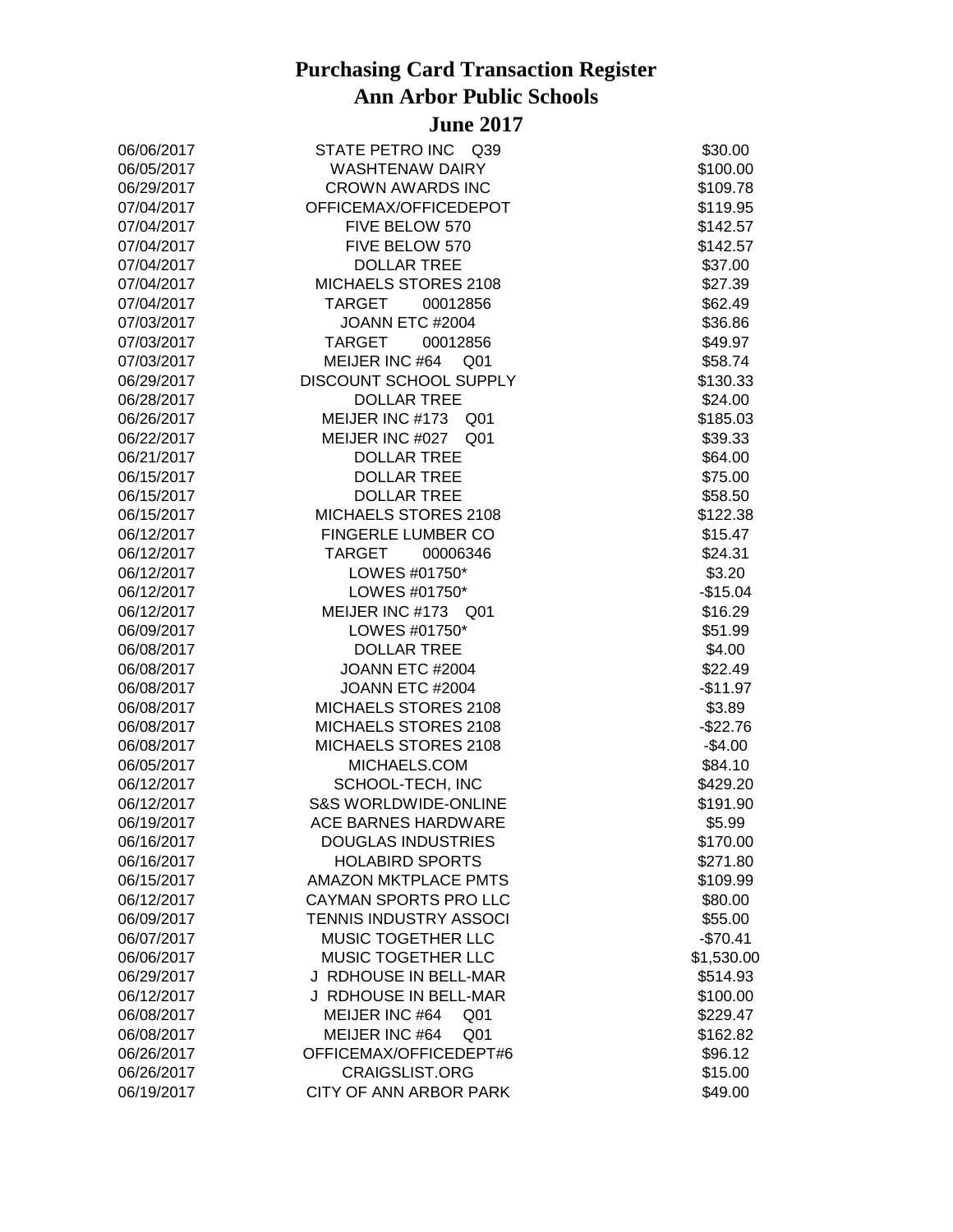# Purchasing Card Transaction Register
# Ann Arbor Public Schools
# June 2017

| | | |
|---|---|---|
| 06/06/2017 | STATE PETRO INC Q39 | $30.00 |
| 06/05/2017 | WASHTENAW DAIRY | $100.00 |
| 06/29/2017 | CROWN AWARDS INC | $109.78 |
| 07/04/2017 | OFFICEMAX/OFFICEDEPOT | $119.95 |
| 07/04/2017 | FIVE BELOW 570 | $142.57 |
| 07/04/2017 | FIVE BELOW 570 | $142.57 |
| 07/04/2017 | DOLLAR TREE | $37.00 |
| 07/04/2017 | MICHAELS STORES 2108 | $27.39 |
| 07/04/2017 | TARGET 00012856 | $62.49 |
| 07/03/2017 | JOANN ETC #2004 | $36.86 |
| 07/03/2017 | TARGET 00012856 | $49.97 |
| 07/03/2017 | MEIJER INC #64 Q01 | $58.74 |
| 06/29/2017 | DISCOUNT SCHOOL SUPPLY | $130.33 |
| 06/28/2017 | DOLLAR TREE | $24.00 |
| 06/26/2017 | MEIJER INC #173 Q01 | $185.03 |
| 06/22/2017 | MEIJER INC #027 Q01 | $39.33 |
| 06/21/2017 | DOLLAR TREE | $64.00 |
| 06/15/2017 | DOLLAR TREE | $75.00 |
| 06/15/2017 | DOLLAR TREE | $58.50 |
| 06/15/2017 | MICHAELS STORES 2108 | $122.38 |
| 06/12/2017 | FINGERLE LUMBER CO | $15.47 |
| 06/12/2017 | TARGET 00006346 | $24.31 |
| 06/12/2017 | LOWES #01750* | $3.20 |
| 06/12/2017 | LOWES #01750* | -$15.04 |
| 06/12/2017 | MEIJER INC #173 Q01 | $16.29 |
| 06/09/2017 | LOWES #01750* | $51.99 |
| 06/08/2017 | DOLLAR TREE | $4.00 |
| 06/08/2017 | JOANN ETC #2004 | $22.49 |
| 06/08/2017 | JOANN ETC #2004 | -$11.97 |
| 06/08/2017 | MICHAELS STORES 2108 | $3.89 |
| 06/08/2017 | MICHAELS STORES 2108 | -$22.76 |
| 06/08/2017 | MICHAELS STORES 2108 | -$4.00 |
| 06/05/2017 | MICHAELS.COM | $84.10 |
| 06/12/2017 | SCHOOL-TECH, INC | $429.20 |
| 06/12/2017 | S&S WORLDWIDE-ONLINE | $191.90 |
| 06/19/2017 | ACE BARNES HARDWARE | $5.99 |
| 06/16/2017 | DOUGLAS INDUSTRIES | $170.00 |
| 06/16/2017 | HOLABIRD SPORTS | $271.80 |
| 06/15/2017 | AMAZON MKTPLACE PMTS | $109.99 |
| 06/12/2017 | CAYMAN SPORTS PRO LLC | $80.00 |
| 06/09/2017 | TENNIS INDUSTRY ASSOCI | $55.00 |
| 06/07/2017 | MUSIC TOGETHER LLC | -$70.41 |
| 06/06/2017 | MUSIC TOGETHER LLC | $1,530.00 |
| 06/29/2017 | J RDHOUSE IN BELL-MAR | $514.93 |
| 06/12/2017 | J RDHOUSE IN BELL-MAR | $100.00 |
| 06/08/2017 | MEIJER INC #64 Q01 | $229.47 |
| 06/08/2017 | MEIJER INC #64 Q01 | $162.82 |
| 06/26/2017 | OFFICEMAX/OFFICEDEPT#6 | $96.12 |
| 06/26/2017 | CRAIGSLIST.ORG | $15.00 |
| 06/19/2017 | CITY OF ANN ARBOR PARK | $49.00 |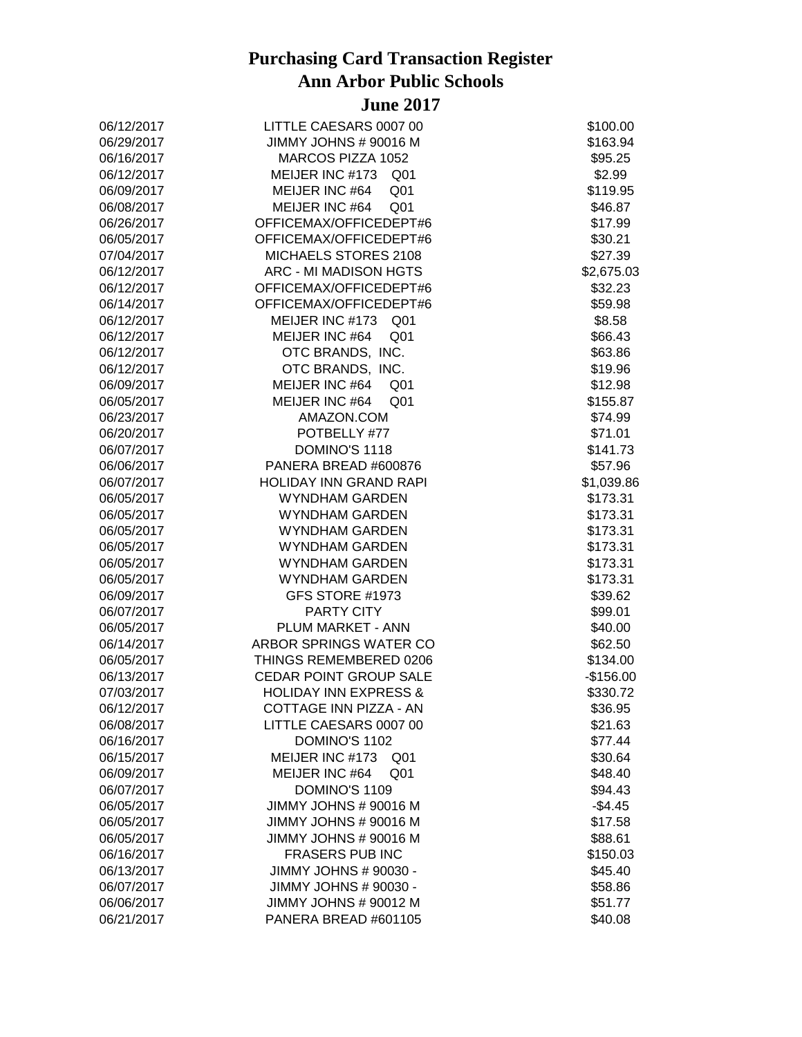# Purchasing Card Transaction Register
# Ann Arbor Public Schools
# June 2017

| | | |
|---|---|---|
| 06/12/2017 | LITTLE CAESARS 0007 00 | $100.00 |
| 06/29/2017 | JIMMY JOHNS # 90016 M | $163.94 |
| 06/16/2017 | MARCOS PIZZA 1052 | $95.25 |
| 06/12/2017 | MEIJER INC #173 Q01 | $2.99 |
| 06/09/2017 | MEIJER INC #64 Q01 | $119.95 |
| 06/08/2017 | MEIJER INC #64 Q01 | $46.87 |
| 06/26/2017 | OFFICEMAX/OFFICEDEPT#6 | $17.99 |
| 06/05/2017 | OFFICEMAX/OFFICEDEPT#6 | $30.21 |
| 07/04/2017 | MICHAELS STORES 2108 | $27.39 |
| 06/12/2017 | ARC - MI MADISON HGTS | $2,675.03 |
| 06/12/2017 | OFFICEMAX/OFFICEDEPT#6 | $32.23 |
| 06/14/2017 | OFFICEMAX/OFFICEDEPT#6 | $59.98 |
| 06/12/2017 | MEIJER INC #173 Q01 | $8.58 |
| 06/12/2017 | MEIJER INC #64 Q01 | $66.43 |
| 06/12/2017 | OTC BRANDS, INC. | $63.86 |
| 06/12/2017 | OTC BRANDS, INC. | $19.96 |
| 06/09/2017 | MEIJER INC #64 Q01 | $12.98 |
| 06/05/2017 | MEIJER INC #64 Q01 | $155.87 |
| 06/23/2017 | AMAZON.COM | $74.99 |
| 06/20/2017 | POTBELLY #77 | $71.01 |
| 06/07/2017 | DOMINO'S 1118 | $141.73 |
| 06/06/2017 | PANERA BREAD #600876 | $57.96 |
| 06/07/2017 | HOLIDAY INN GRAND RAPI | $1,039.86 |
| 06/05/2017 | WYNDHAM GARDEN | $173.31 |
| 06/05/2017 | WYNDHAM GARDEN | $173.31 |
| 06/05/2017 | WYNDHAM GARDEN | $173.31 |
| 06/05/2017 | WYNDHAM GARDEN | $173.31 |
| 06/05/2017 | WYNDHAM GARDEN | $173.31 |
| 06/05/2017 | WYNDHAM GARDEN | $173.31 |
| 06/09/2017 | GFS STORE #1973 | $39.62 |
| 06/07/2017 | PARTY CITY | $99.01 |
| 06/05/2017 | PLUM MARKET - ANN | $40.00 |
| 06/14/2017 | ARBOR SPRINGS WATER CO | $62.50 |
| 06/05/2017 | THINGS REMEMBERED 0206 | $134.00 |
| 06/13/2017 | CEDAR POINT GROUP SALE | -$156.00 |
| 07/03/2017 | HOLIDAY INN EXPRESS & | $330.72 |
| 06/12/2017 | COTTAGE INN PIZZA - AN | $36.95 |
| 06/08/2017 | LITTLE CAESARS 0007 00 | $21.63 |
| 06/16/2017 | DOMINO'S 1102 | $77.44 |
| 06/15/2017 | MEIJER INC #173 Q01 | $30.64 |
| 06/09/2017 | MEIJER INC #64 Q01 | $48.40 |
| 06/07/2017 | DOMINO'S 1109 | $94.43 |
| 06/05/2017 | JIMMY JOHNS # 90016 M | -$4.45 |
| 06/05/2017 | JIMMY JOHNS # 90016 M | $17.58 |
| 06/05/2017 | JIMMY JOHNS # 90016 M | $88.61 |
| 06/16/2017 | FRASERS PUB INC | $150.03 |
| 06/13/2017 | JIMMY JOHNS # 90030 - | $45.40 |
| 06/07/2017 | JIMMY JOHNS # 90030 - | $58.86 |
| 06/06/2017 | JIMMY JOHNS # 90012 M | $51.77 |
| 06/21/2017 | PANERA BREAD #601105 | $40.08 |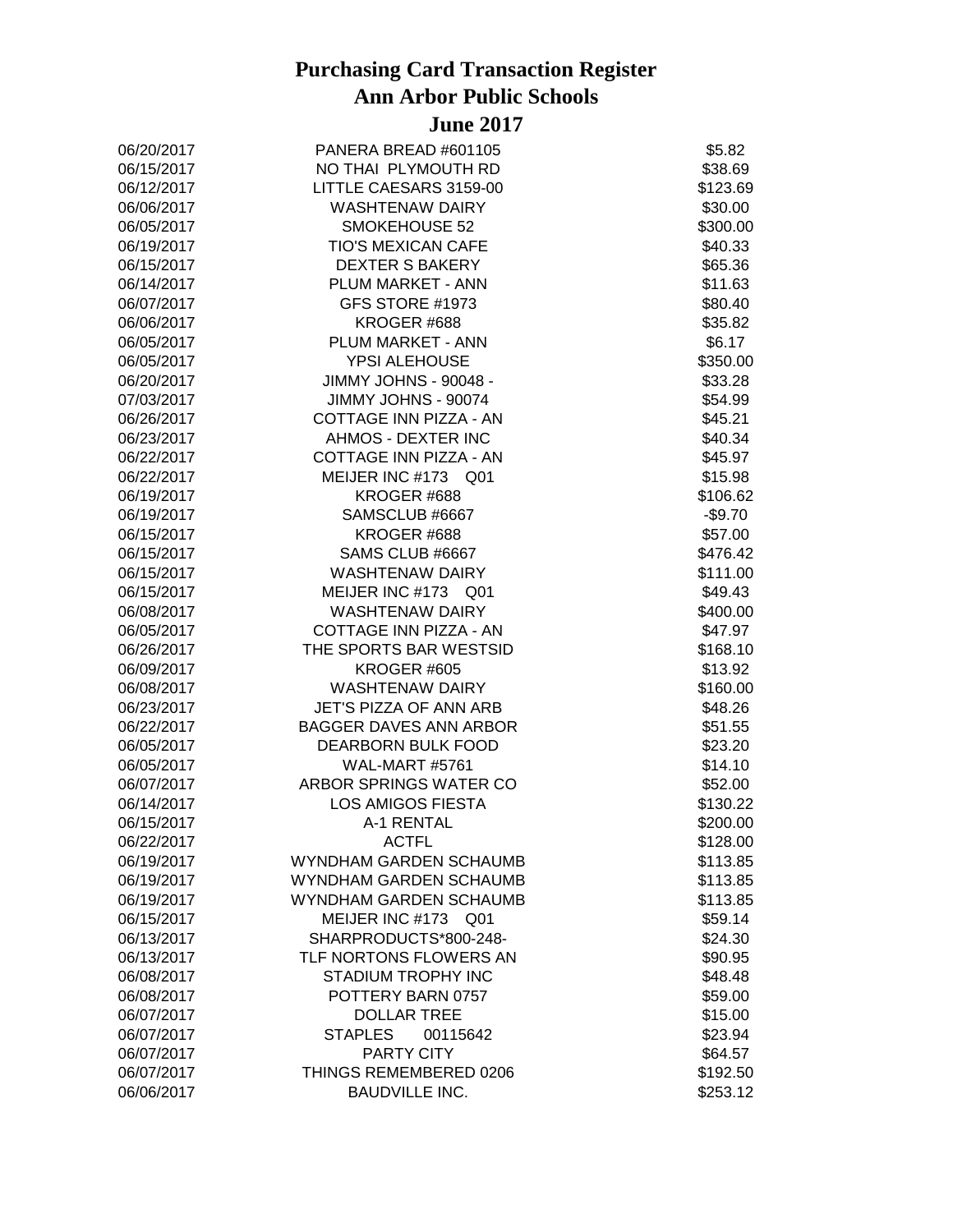# Purchasing Card Transaction Register
# Ann Arbor Public Schools
# June 2017

| Date | Vendor | Amount |
|---|---|---|
| 06/20/2017 | PANERA BREAD #601105 | $5.82 |
| 06/15/2017 | NO THAI PLYMOUTH RD | $38.69 |
| 06/12/2017 | LITTLE CAESARS 3159-00 | $123.69 |
| 06/06/2017 | WASHTENAW DAIRY | $30.00 |
| 06/05/2017 | SMOKEHOUSE 52 | $300.00 |
| 06/19/2017 | TIO'S MEXICAN CAFE | $40.33 |
| 06/15/2017 | DEXTER S BAKERY | $65.36 |
| 06/14/2017 | PLUM MARKET - ANN | $11.63 |
| 06/07/2017 | GFS STORE #1973 | $80.40 |
| 06/06/2017 | KROGER #688 | $35.82 |
| 06/05/2017 | PLUM MARKET - ANN | $6.17 |
| 06/05/2017 | YPSI ALEHOUSE | $350.00 |
| 06/20/2017 | JIMMY JOHNS - 90048 - | $33.28 |
| 07/03/2017 | JIMMY JOHNS - 90074 | $54.99 |
| 06/26/2017 | COTTAGE INN PIZZA - AN | $45.21 |
| 06/23/2017 | AHMOS - DEXTER INC | $40.34 |
| 06/22/2017 | COTTAGE INN PIZZA - AN | $45.97 |
| 06/22/2017 | MEIJER INC #173 Q01 | $15.98 |
| 06/19/2017 | KROGER #688 | $106.62 |
| 06/19/2017 | SAMSCLUB #6667 | -$9.70 |
| 06/15/2017 | KROGER #688 | $57.00 |
| 06/15/2017 | SAMS CLUB #6667 | $476.42 |
| 06/15/2017 | WASHTENAW DAIRY | $111.00 |
| 06/15/2017 | MEIJER INC #173 Q01 | $49.43 |
| 06/08/2017 | WASHTENAW DAIRY | $400.00 |
| 06/05/2017 | COTTAGE INN PIZZA - AN | $47.97 |
| 06/26/2017 | THE SPORTS BAR WESTSID | $168.10 |
| 06/09/2017 | KROGER #605 | $13.92 |
| 06/08/2017 | WASHTENAW DAIRY | $160.00 |
| 06/23/2017 | JET'S PIZZA OF ANN ARB | $48.26 |
| 06/22/2017 | BAGGER DAVES ANN ARBOR | $51.55 |
| 06/05/2017 | DEARBORN BULK FOOD | $23.20 |
| 06/05/2017 | WAL-MART #5761 | $14.10 |
| 06/07/2017 | ARBOR SPRINGS WATER CO | $52.00 |
| 06/14/2017 | LOS AMIGOS FIESTA | $130.22 |
| 06/15/2017 | A-1 RENTAL | $200.00 |
| 06/22/2017 | ACTFL | $128.00 |
| 06/19/2017 | WYNDHAM GARDEN SCHAUMB | $113.85 |
| 06/19/2017 | WYNDHAM GARDEN SCHAUMB | $113.85 |
| 06/19/2017 | WYNDHAM GARDEN SCHAUMB | $113.85 |
| 06/15/2017 | MEIJER INC #173 Q01 | $59.14 |
| 06/13/2017 | SHARPRODUCTS*800-248- | $24.30 |
| 06/13/2017 | TLF NORTONS FLOWERS AN | $90.95 |
| 06/08/2017 | STADIUM TROPHY INC | $48.48 |
| 06/08/2017 | POTTERY BARN 0757 | $59.00 |
| 06/07/2017 | DOLLAR TREE | $15.00 |
| 06/07/2017 | STAPLES 00115642 | $23.94 |
| 06/07/2017 | PARTY CITY | $64.57 |
| 06/07/2017 | THINGS REMEMBERED 0206 | $192.50 |
| 06/06/2017 | BAUDVILLE INC. | $253.12 |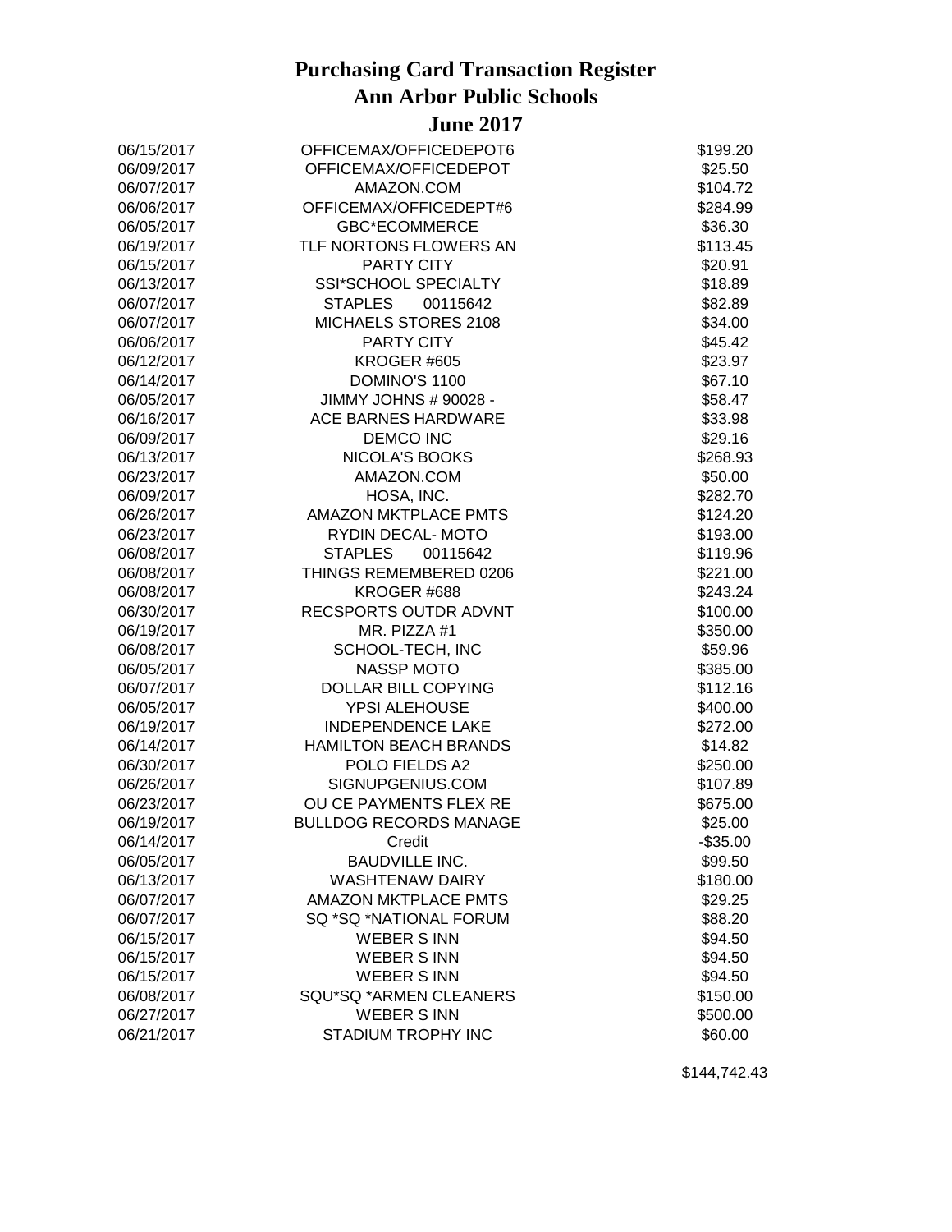# Purchasing Card Transaction Register
# Ann Arbor Public Schools
# June 2017

| | | |
|---|---|---|
| 06/15/2017 | OFFICEMAX/OFFICEDEPOT6 | $199.20 |
| 06/09/2017 | OFFICEMAX/OFFICEDEPOT | $25.50 |
| 06/07/2017 | AMAZON.COM | $104.72 |
| 06/06/2017 | OFFICEMAX/OFFICEDEPT#6 | $284.99 |
| 06/05/2017 | GBC*ECOMMERCE | $36.30 |
| 06/19/2017 | TLF NORTONS FLOWERS AN | $113.45 |
| 06/15/2017 | PARTY CITY | $20.91 |
| 06/13/2017 | SSI*SCHOOL SPECIALTY | $18.89 |
| 06/07/2017 | STAPLES 00115642 | $82.89 |
| 06/07/2017 | MICHAELS STORES 2108 | $34.00 |
| 06/06/2017 | PARTY CITY | $45.42 |
| 06/12/2017 | KROGER #605 | $23.97 |
| 06/14/2017 | DOMINO'S 1100 | $67.10 |
| 06/05/2017 | JIMMY JOHNS # 90028 - | $58.47 |
| 06/16/2017 | ACE BARNES HARDWARE | $33.98 |
| 06/09/2017 | DEMCO INC | $29.16 |
| 06/13/2017 | NICOLA'S BOOKS | $268.93 |
| 06/23/2017 | AMAZON.COM | $50.00 |
| 06/09/2017 | HOSA, INC. | $282.70 |
| 06/26/2017 | AMAZON MKTPLACE PMTS | $124.20 |
| 06/23/2017 | RYDIN DECAL- MOTO | $193.00 |
| 06/08/2017 | STAPLES 00115642 | $119.96 |
| 06/08/2017 | THINGS REMEMBERED 0206 | $221.00 |
| 06/08/2017 | KROGER #688 | $243.24 |
| 06/30/2017 | RECSPORTS OUTDR ADVNT | $100.00 |
| 06/19/2017 | MR. PIZZA #1 | $350.00 |
| 06/08/2017 | SCHOOL-TECH, INC | $59.96 |
| 06/05/2017 | NASSP MOTO | $385.00 |
| 06/07/2017 | DOLLAR BILL COPYING | $112.16 |
| 06/05/2017 | YPSI ALEHOUSE | $400.00 |
| 06/19/2017 | INDEPENDENCE LAKE | $272.00 |
| 06/14/2017 | HAMILTON BEACH BRANDS | $14.82 |
| 06/30/2017 | POLO FIELDS A2 | $250.00 |
| 06/26/2017 | SIGNUPGENIUS.COM | $107.89 |
| 06/23/2017 | OU CE PAYMENTS FLEX RE | $675.00 |
| 06/19/2017 | BULLDOG RECORDS MANAGE | $25.00 |
| 06/14/2017 | Credit | -$35.00 |
| 06/05/2017 | BAUDVILLE INC. | $99.50 |
| 06/13/2017 | WASHTENAW DAIRY | $180.00 |
| 06/07/2017 | AMAZON MKTPLACE PMTS | $29.25 |
| 06/07/2017 | SQ *SQ *NATIONAL FORUM | $88.20 |
| 06/15/2017 | WEBER S INN | $94.50 |
| 06/15/2017 | WEBER S INN | $94.50 |
| 06/15/2017 | WEBER S INN | $94.50 |
| 06/08/2017 | SQU*SQ *ARMEN CLEANERS | $150.00 |
| 06/27/2017 | WEBER S INN | $500.00 |
| 06/21/2017 | STADIUM TROPHY INC | $60.00 |
| | | $144,742.43 |